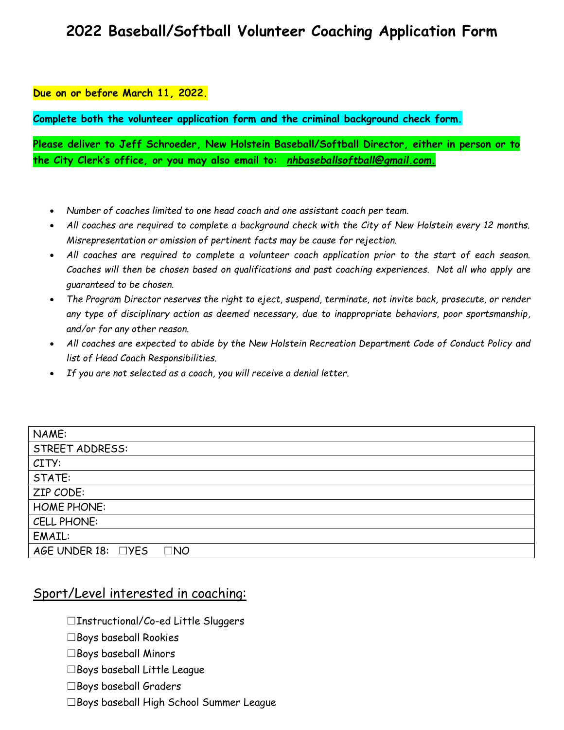# 2022 Baseball/Softball Volunteer Coaching Application Form

**Due on or before March 11, 2022.**

**Complete both the volunteer application form and the criminal background check form.**

**Please deliver to Jeff Schroeder, New Holstein Baseball/Softball Director, either in person or to the City Clerk's office, or you may also email to: *nhbaseballsoftball@gmail.com*.**

- *Number of coaches limited to one head coach and one assistant coach per team.*
- *All coaches are required to complete a background check with the City of New Holstein every 12 months. Misrepresentation or omission of pertinent facts may be cause for rejection.*
- *All coaches are required to complete a volunteer coach application prior to the start of each season. Coaches will then be chosen based on qualifications and past coaching experiences. Not all who apply are guaranteed to be chosen.*
- *The Program Director reserves the right to eject, suspend, terminate, not invite back, prosecute, or render any type of disciplinary action as deemed necessary, due to inappropriate behaviors, poor sportsmanship, and/or for any other reason.*
- *All coaches are expected to abide by the New Holstein Recreation Department Code of Conduct Policy and list of Head Coach Responsibilities.*
- *If you are not selected as a coach, you will receive a denial letter.*

| NAME: |
|---|
| STREET ADDRESS: |
| CITY: |
| STATE: |
| ZIP CODE: |
| HOME PHONE: |
| CELL PHONE: |
| EMAIL: |
| AGE UNDER 18: ☐YES ☐NO |

## Sport/Level interested in coaching:

☐Instructional/Co-ed Little Sluggers

☐Boys baseball Rookies

☐Boys baseball Minors

☐Boys baseball Little League

☐Boys baseball Graders

☐Boys baseball High School Summer League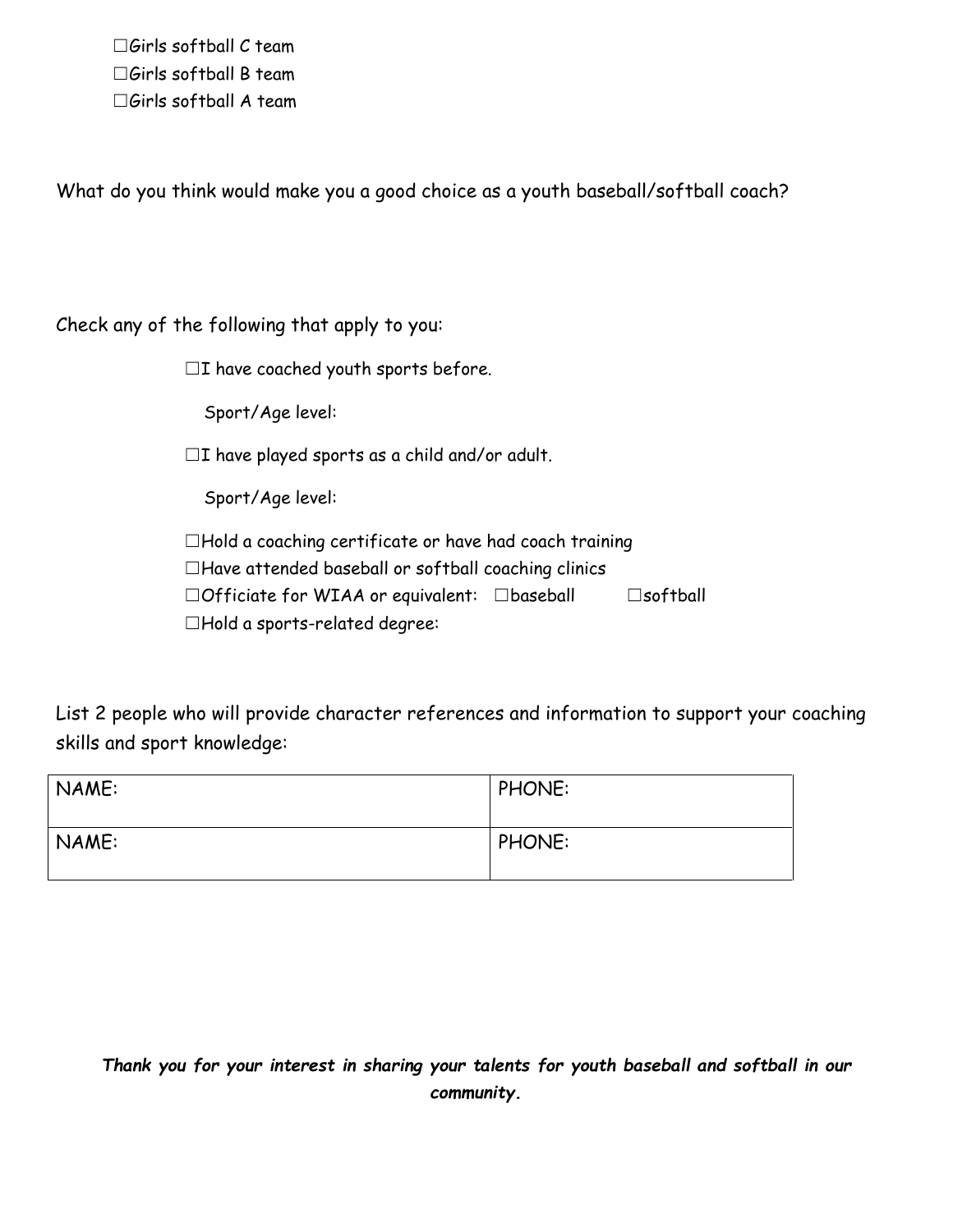☐Girls softball C team
☐Girls softball B team
☐Girls softball A team

What do you think would make you a good choice as a youth baseball/softball coach?

Check any of the following that apply to you:

☐I have coached youth sports before.

Sport/Age level:

☐I have played sports as a child and/or adult.

Sport/Age level:

☐Hold a coaching certificate or have had coach training
☐Have attended baseball or softball coaching clinics
☐Officiate for WIAA or equivalent: ☐baseball ☐softball
☐Hold a sports-related degree:

List 2 people who will provide character references and information to support your coaching skills and sport knowledge:

| | |
|---|---|
| NAME: | PHONE: |
| NAME: | PHONE: |

***Thank you for your interest in sharing your talents for youth baseball and softball in our community.***